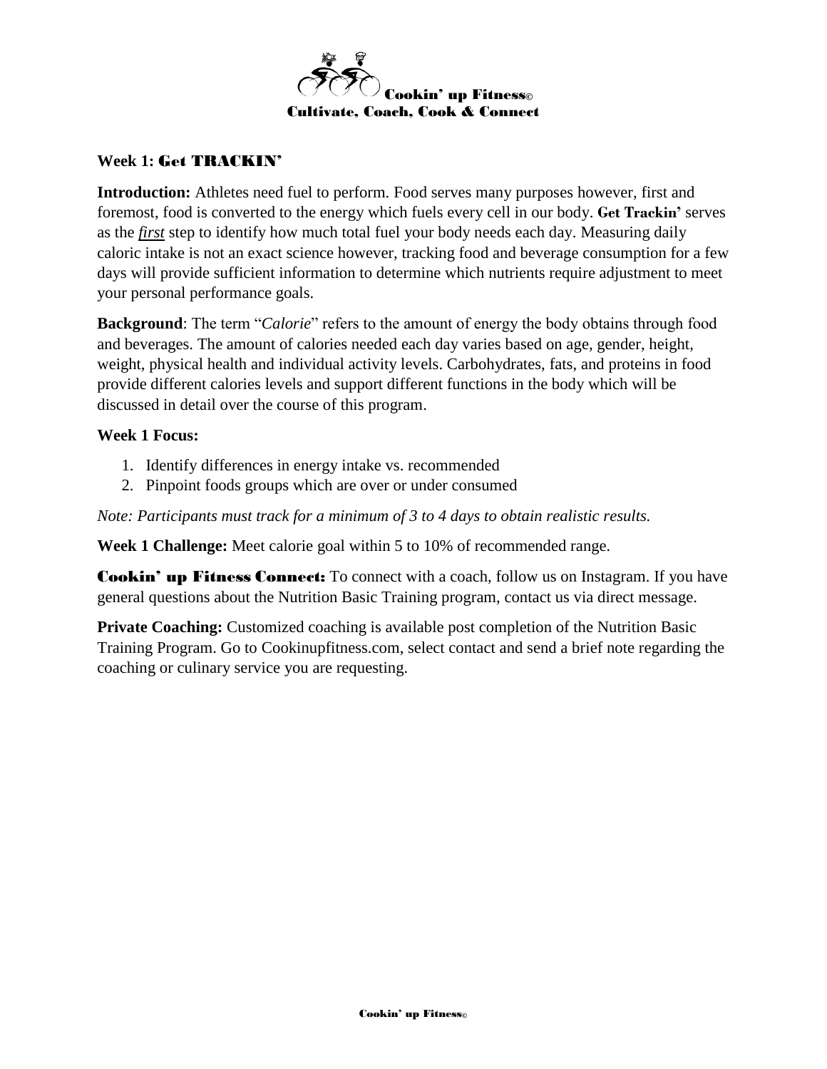Cookin' up Fitness©
Cultivate, Coach, Cook & Connect

## Week 1: Get TRACKIN'

**Introduction:** Athletes need fuel to perform. Food serves many purposes however, first and foremost, food is converted to the energy which fuels every cell in our body. **Get Trackin'** serves as the ***first*** step to identify how much total fuel your body needs each day. Measuring daily caloric intake is not an exact science however, tracking food and beverage consumption for a few days will provide sufficient information to determine which nutrients require adjustment to meet your personal performance goals.

**Background**: The term "*Calorie*" refers to the amount of energy the body obtains through food and beverages. The amount of calories needed each day varies based on age, gender, height, weight, physical health and individual activity levels. Carbohydrates, fats, and proteins in food provide different calories levels and support different functions in the body which will be discussed in detail over the course of this program.

**Week 1 Focus:**

1. Identify differences in energy intake vs. recommended
2. Pinpoint foods groups which are over or under consumed

*Note: Participants must track for a minimum of 3 to 4 days to obtain realistic results.*

**Week 1 Challenge:** Meet calorie goal within 5 to 10% of recommended range.

**Cookin' up Fitness Connect:** To connect with a coach, follow us on Instagram. If you have general questions about the Nutrition Basic Training program, contact us via direct message.

**Private Coaching:** Customized coaching is available post completion of the Nutrition Basic Training Program. Go to Cookinupfitness.com, select contact and send a brief note regarding the coaching or culinary service you are requesting.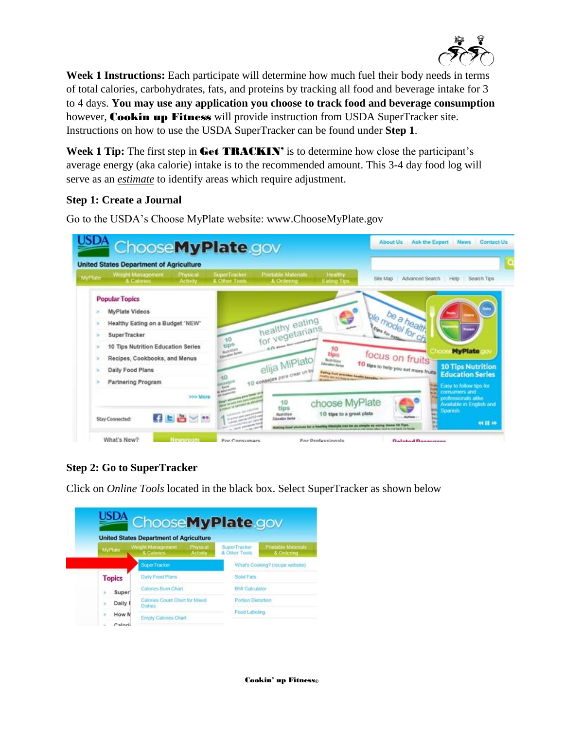**Week 1 Instructions:** Each participate will determine how much fuel their body needs in terms of total calories, carbohydrates, fats, and proteins by tracking all food and beverage intake for 3 to 4 days. **You may use any application you choose to track food and beverage consumption** however, **Cookin up Fitness** will provide instruction from USDA SuperTracker site. Instructions on how to use the USDA SuperTracker can be found under **Step 1**.

**Week 1 Tip:** The first step in **Get TRACKIN'** is to determine how close the participant's average energy (aka calorie) intake is to the recommended amount. This 3-4 day food log will serve as an *estimate* to identify areas which require adjustment.

### Step 1: Create a Journal

Go to the USDA's Choose MyPlate website: www.ChooseMyPlate.gov

### Step 2: Go to SuperTracker

Click on *Online Tools* located in the black box. Select SuperTracker as shown below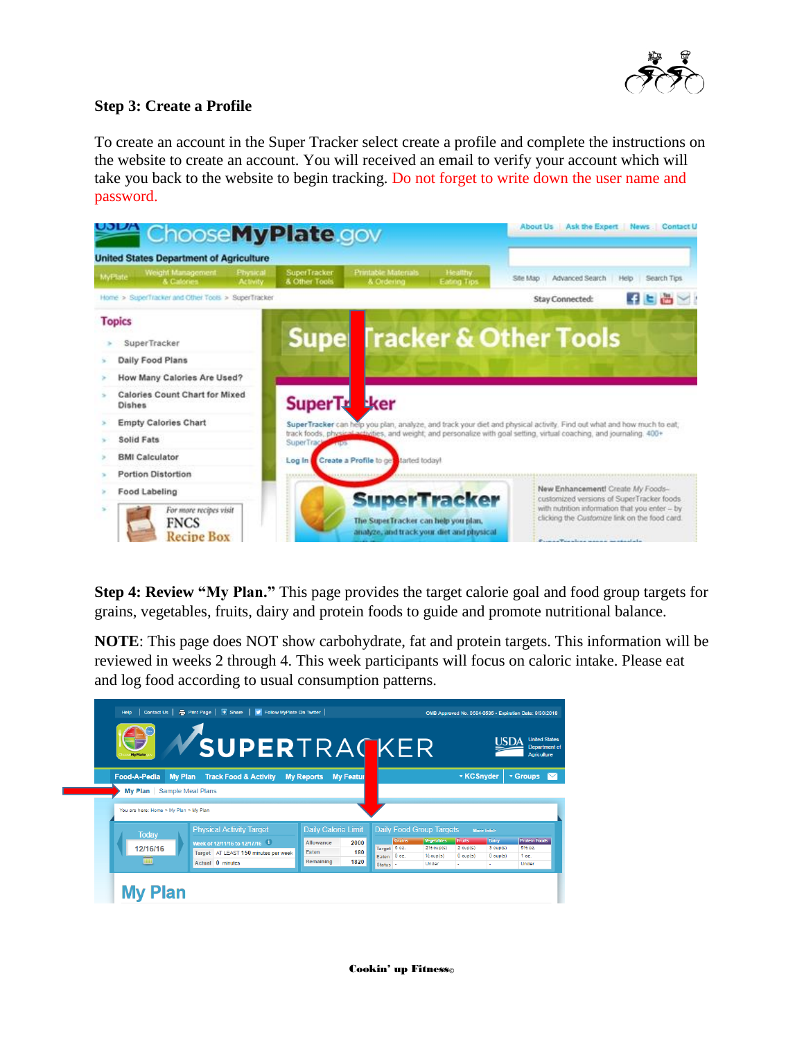## Step 3: Create a Profile

To create an account in the Super Tracker select create a profile and complete the instructions on the website to create an account. You will received an email to verify your account which will take you back to the website to begin tracking. Do not forget to write down the user name and password.

**Step 4: Review "My Plan."** This page provides the target calorie goal and food group targets for grains, vegetables, fruits, dairy and protein foods to guide and promote nutritional balance.

**NOTE**: This page does NOT show carbohydrate, fat and protein targets. This information will be reviewed in weeks 2 through 4. This week participants will focus on caloric intake. Please eat and log food according to usual consumption patterns.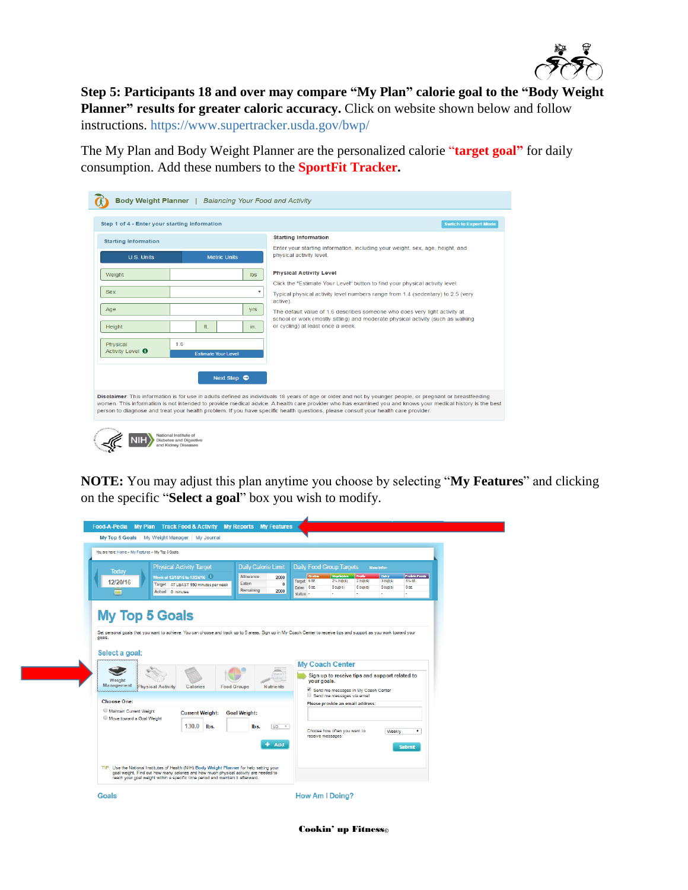**Step 5: Participants 18 and over may compare "My Plan" calorie goal to the "Body Weight Planner" results for greater caloric accuracy.** Click on website shown below and follow instructions. https://www.supertracker.usda.gov/bwp/

The My Plan and Body Weight Planner are the personalized calorie **"target goal"** for daily consumption. Add these numbers to the **SportFit Tracker.**

**NOTE:** You may adjust this plan anytime you choose by selecting "**My Features**" and clicking on the specific "**Select a goal**" box you wish to modify.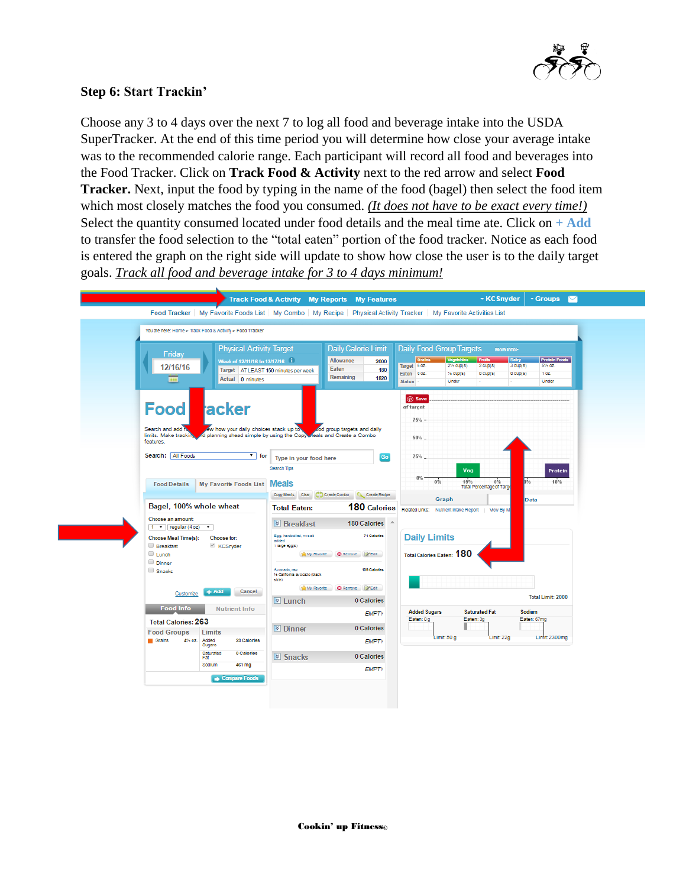## Step 6: Start Trackin'

Choose any 3 to 4 days over the next 7 to log all food and beverage intake into the USDA SuperTracker. At the end of this time period you will determine how close your average intake was to the recommended calorie range. Each participant will record all food and beverages into the Food Tracker. Click on **Track Food & Activity** next to the red arrow and select **Food Tracker.** Next, input the food by typing in the name of the food (bagel) then select the food item which most closely matches the food you consumed. *(It does not have to be exact every time!)* Select the quantity consumed located under food details and the meal time ate. Click on **+ Add** to transfer the food selection to the "total eaten" portion of the food tracker. Notice as each food is entered the graph on the right side will update to show how close the user is to the daily target goals. *Track all food and beverage intake for 3 to 4 days minimum!*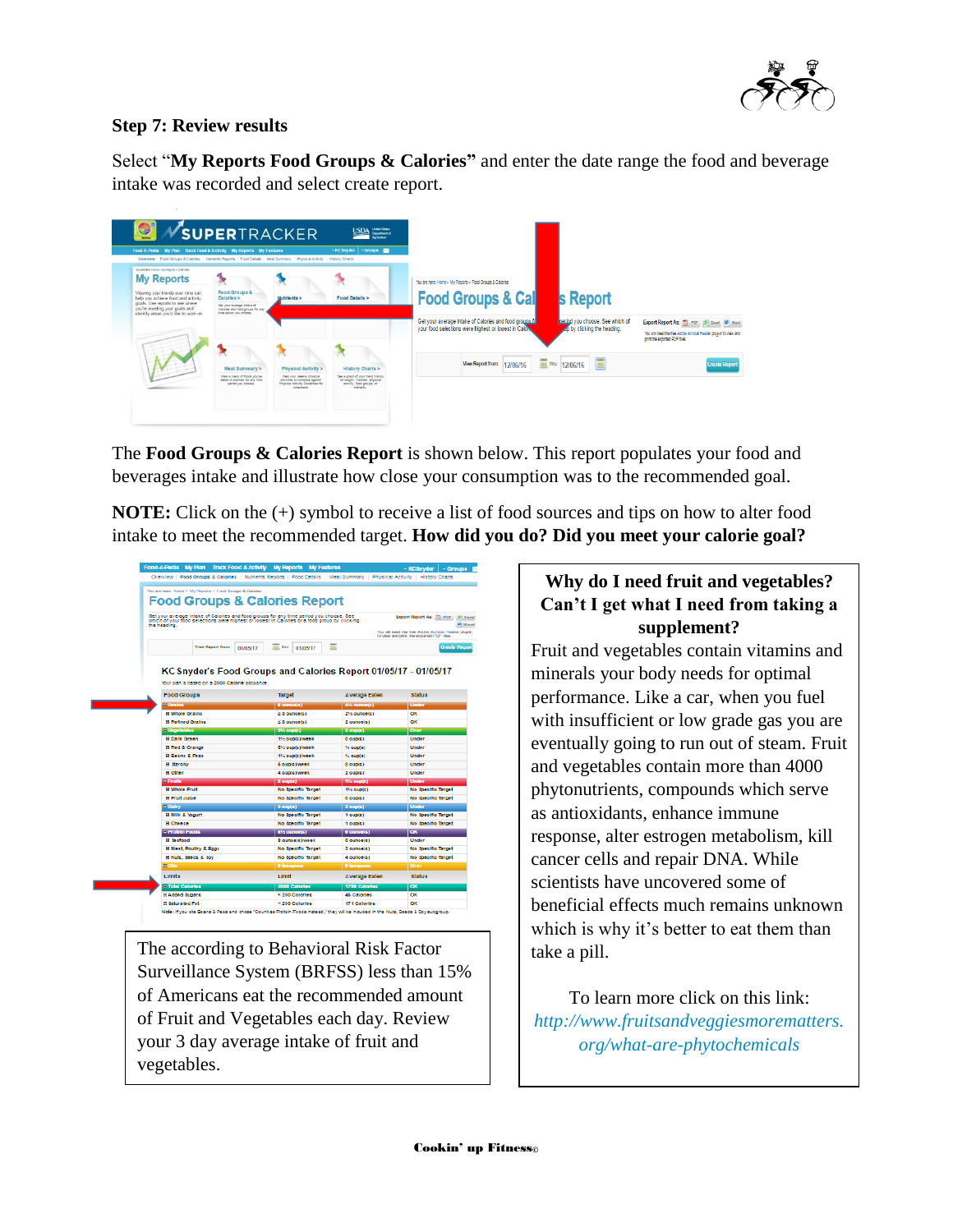### Step 7: Review results

Select "**My Reports Food Groups & Calories"** and enter the date range the food and beverage intake was recorded and select create report.

The **Food Groups & Calories Report** is shown below. This report populates your food and beverages intake and illustrate how close your consumption was to the recommended goal.

**NOTE:** Click on the (+) symbol to receive a list of food sources and tips on how to alter food intake to meet the recommended target. **How did you do? Did you meet your calorie goal?**

The according to Behavioral Risk Factor Surveillance System (BRFSS) less than 15% of Americans eat the recommended amount of Fruit and Vegetables each day. Review your 3 day average intake of fruit and vegetables.

**Why do I need fruit and vegetables? Can't I get what I need from taking a supplement?**

Fruit and vegetables contain vitamins and minerals your body needs for optimal performance. Like a car, when you fuel with insufficient or low grade gas you are eventually going to run out of steam. Fruit and vegetables contain more than 4000 phytonutrients, compounds which serve as antioxidants, enhance immune response, alter estrogen metabolism, kill cancer cells and repair DNA. While scientists have uncovered some of beneficial effects much remains unknown which is why it's better to eat them than take a pill.

To learn more click on this link: *http://www.fruitsandveggiesmorematters.org/what-are-phytochemicals*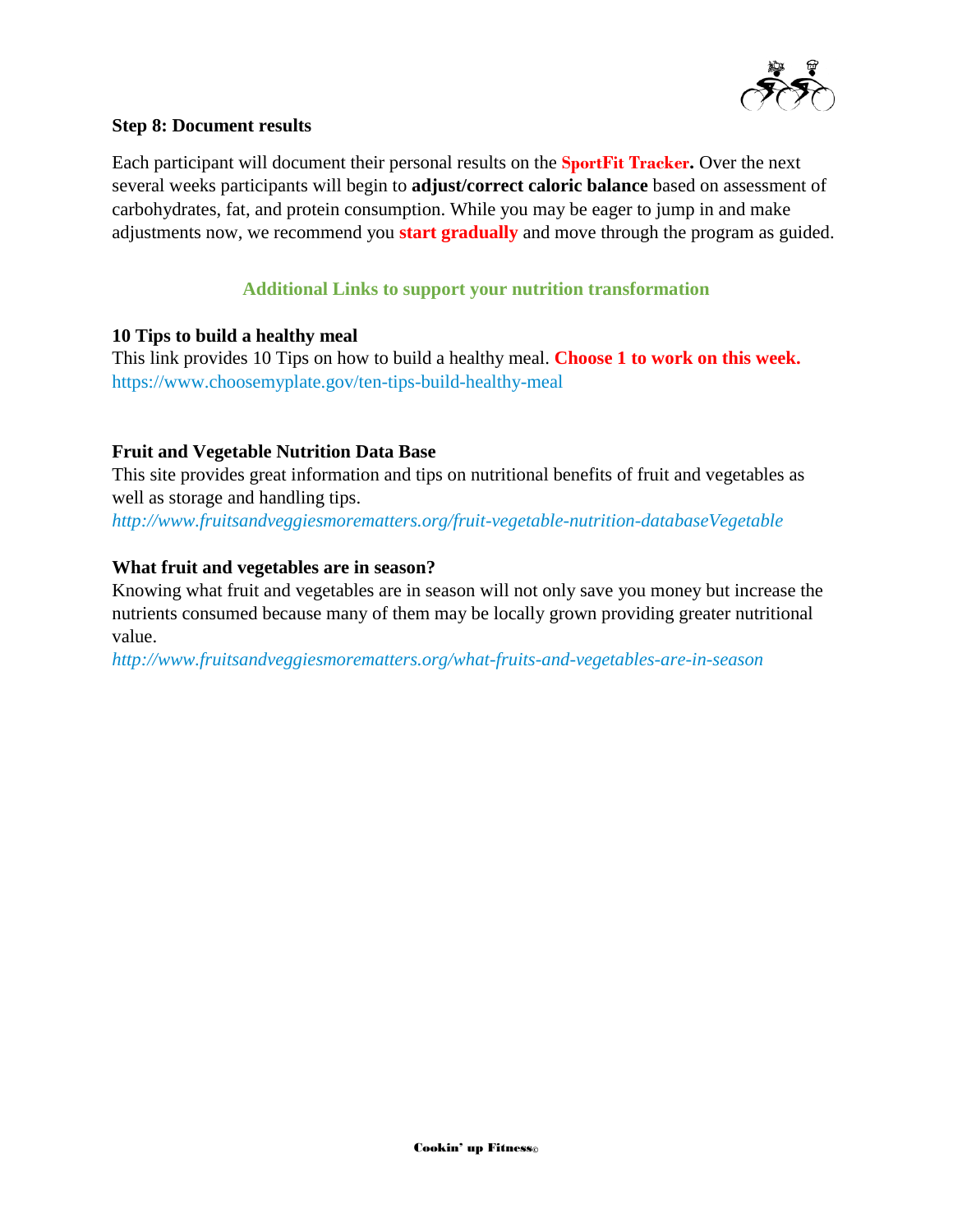### Step 8: Document results

Each participant will document their personal results on the **SportFit Tracker.** Over the next several weeks participants will begin to **adjust/correct caloric balance** based on assessment of carbohydrates, fat, and protein consumption. While you may be eager to jump in and make adjustments now, we recommend you **start gradually** and move through the program as guided.

## Additional Links to support your nutrition transformation

**10 Tips to build a healthy meal**

This link provides 10 Tips on how to build a healthy meal. **Choose 1 to work on this week.**
https://www.choosemyplate.gov/ten-tips-build-healthy-meal

**Fruit and Vegetable Nutrition Data Base**

This site provides great information and tips on nutritional benefits of fruit and vegetables as well as storage and handling tips.
*http://www.fruitsandveggiesmorematters.org/fruit-vegetable-nutrition-databaseVegetable*

**What fruit and vegetables are in season?**

Knowing what fruit and vegetables are in season will not only save you money but increase the nutrients consumed because many of them may be locally grown providing greater nutritional value.
*http://www.fruitsandveggiesmorematters.org/what-fruits-and-vegetables-are-in-season*